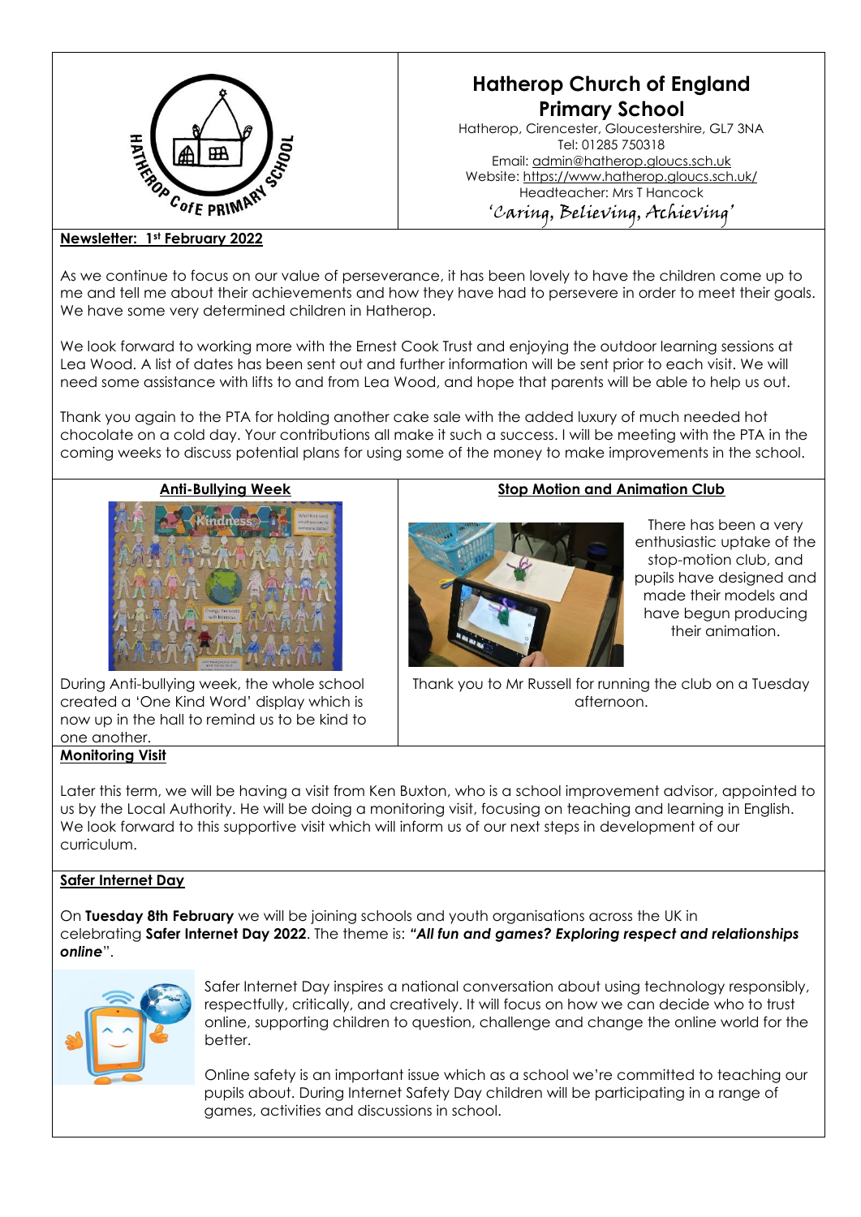# Hatherop Church of England Primary School

Hatherop, Cirencester, Gloucestershire, GL7 3NA
Tel: 01285 750318
Email: admin@hatherop.gloucs.sch.uk
Website: https://www.hatherop.gloucs.sch.uk/
Headteacher: Mrs T Hancock

*'Caring, Believing, Achieving'*

**Newsletter: 1st February 2022**

As we continue to focus on our value of perseverance, it has been lovely to have the children come up to me and tell me about their achievements and how they have had to persevere in order to meet their goals. We have some very determined children in Hatherop.

We look forward to working more with the Ernest Cook Trust and enjoying the outdoor learning sessions at Lea Wood. A list of dates has been sent out and further information will be sent prior to each visit. We will need some assistance with lifts to and from Lea Wood, and hope that parents will be able to help us out.

Thank you again to the PTA for holding another cake sale with the added luxury of much needed hot chocolate on a cold day. Your contributions all make it such a success. I will be meeting with the PTA in the coming weeks to discuss potential plans for using some of the money to make improvements in the school.

## Anti-Bullying Week

During Anti-bullying week, the whole school created a 'One Kind Word' display which is now up in the hall to remind us to be kind to one another.

## Stop Motion and Animation Club

There has been a very enthusiastic uptake of the stop-motion club, and pupils have designed and made their models and have begun producing their animation.

Thank you to Mr Russell for running the club on a Tuesday afternoon.

## Monitoring Visit

Later this term, we will be having a visit from Ken Buxton, who is a school improvement advisor, appointed to us by the Local Authority. He will be doing a monitoring visit, focusing on teaching and learning in English. We look forward to this supportive visit which will inform us of our next steps in development of our curriculum.

## Safer Internet Day

On **Tuesday 8th February** we will be joining schools and youth organisations across the UK in celebrating **Safer Internet Day 2022**. The theme is: ***"All fun and games? Exploring respect and relationships online***".

Safer Internet Day inspires a national conversation about using technology responsibly, respectfully, critically, and creatively. It will focus on how we can decide who to trust online, supporting children to question, challenge and change the online world for the better.

Online safety is an important issue which as a school we're committed to teaching our pupils about. During Internet Safety Day children will be participating in a range of games, activities and discussions in school.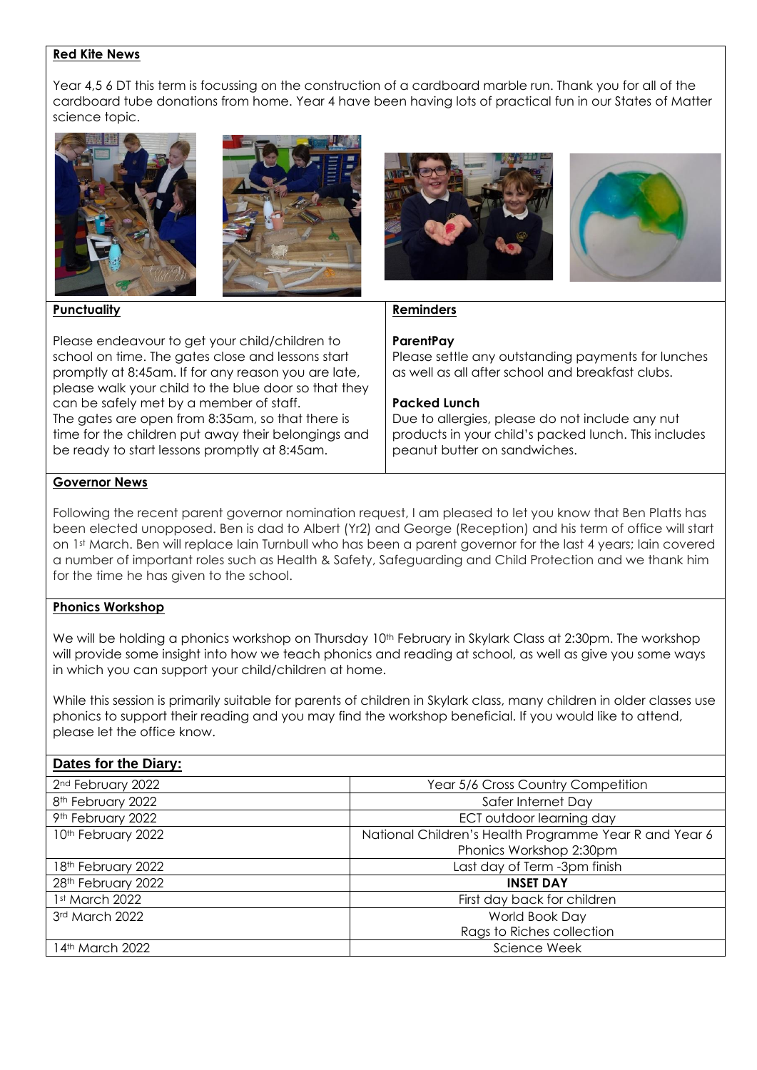## Red Kite News

Year 4,5 6 DT this term is focussing on the construction of a cardboard marble run. Thank you for all of the cardboard tube donations from home. Year 4 have been having lots of practical fun in our States of Matter science topic.

## Punctuality

Please endeavour to get your child/children to school on time. The gates close and lessons start promptly at 8:45am. If for any reason you are late, please walk your child to the blue door so that they can be safely met by a member of staff.
The gates are open from 8:35am, so that there is time for the children put away their belongings and be ready to start lessons promptly at 8:45am.

## Reminders

**ParentPay**
Please settle any outstanding payments for lunches as well as all after school and breakfast clubs.

**Packed Lunch**
Due to allergies, please do not include any nut products in your child's packed lunch. This includes peanut butter on sandwiches.

## Governor News

Following the recent parent governor nomination request, I am pleased to let you know that Ben Platts has been elected unopposed. Ben is dad to Albert (Yr2) and George (Reception) and his term of office will start on 1st March. Ben will replace Iain Turnbull who has been a parent governor for the last 4 years; Iain covered a number of important roles such as Health & Safety, Safeguarding and Child Protection and we thank him for the time he has given to the school.

## Phonics Workshop

We will be holding a phonics workshop on Thursday 10th February in Skylark Class at 2:30pm. The workshop will provide some insight into how we teach phonics and reading at school, as well as give you some ways in which you can support your child/children at home.

While this session is primarily suitable for parents of children in Skylark class, many children in older classes use phonics to support their reading and you may find the workshop beneficial. If you would like to attend, please let the office know.

## Dates for the Diary:

| | |
|---|---|
| 2nd February 2022 | Year 5/6 Cross Country Competition |
| 8th February 2022 | Safer Internet Day |
| 9th February 2022 | ECT outdoor learning day |
| 10th February 2022 | National Children's Health Programme Year R and Year 6<br>Phonics Workshop 2:30pm |
| 18th February 2022 | Last day of Term -3pm finish |
| 28th February 2022 | **INSET DAY** |
| 1st March 2022 | First day back for children |
| 3rd March 2022 | World Book Day<br>Rags to Riches collection |
| 14th March 2022 | Science Week |